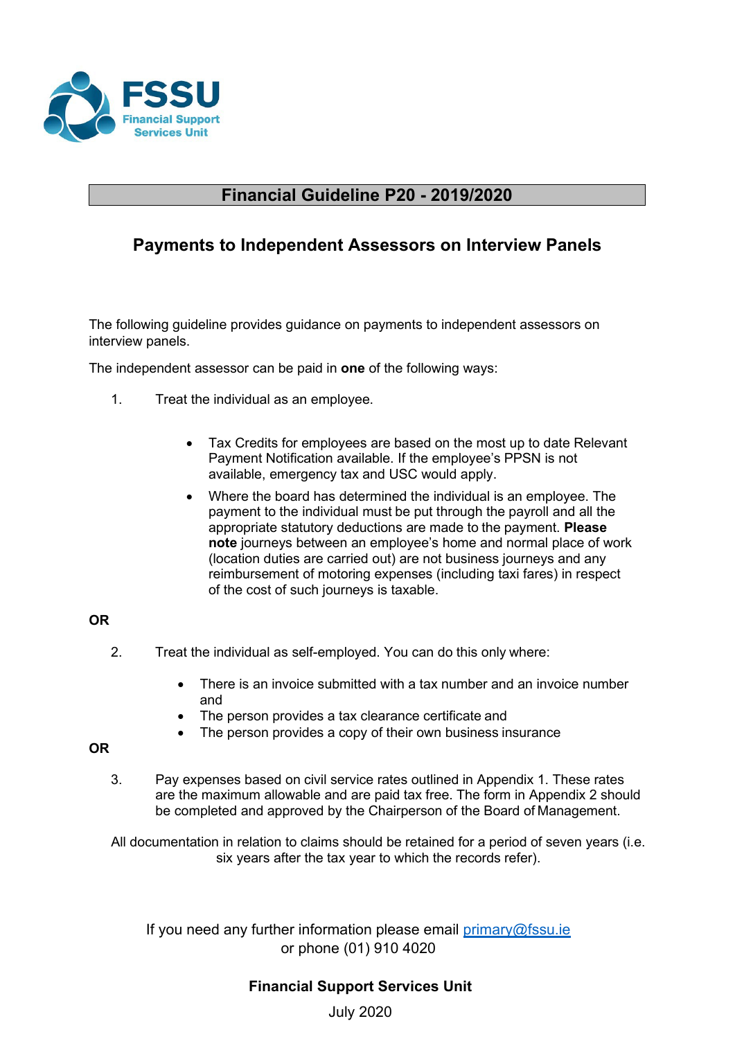FSSU
Financial Support Services Unit

# Financial Guideline P20 - 2019/2020

## Payments to Independent Assessors on Interview Panels

The following guideline provides guidance on payments to independent assessors on interview panels.

The independent assessor can be paid in **one** of the following ways:

1. Treat the individual as an employee.

    - Tax Credits for employees are based on the most up to date Relevant Payment Notification available. If the employee's PPSN is not available, emergency tax and USC would apply.
    - Where the board has determined the individual is an employee. The payment to the individual must be put through the payroll and all the appropriate statutory deductions are made to the payment. **Please note** journeys between an employee's home and normal place of work (location duties are carried out) are not business journeys and any reimbursement of motoring expenses (including taxi fares) in respect of the cost of such journeys is taxable.

**OR**

2. Treat the individual as self-employed. You can do this only where:

    - There is an invoice submitted with a tax number and an invoice number and
    - The person provides a tax clearance certificate and
    - The person provides a copy of their own business insurance

**OR**

3. Pay expenses based on civil service rates outlined in Appendix 1. These rates are the maximum allowable and are paid tax free. The form in Appendix 2 should be completed and approved by the Chairperson of the Board of Management.

All documentation in relation to claims should be retained for a period of seven years (i.e. six years after the tax year to which the records refer).

If you need any further information please email primary@fssu.ie or phone (01) 910 4020

**Financial Support Services Unit**

July 2020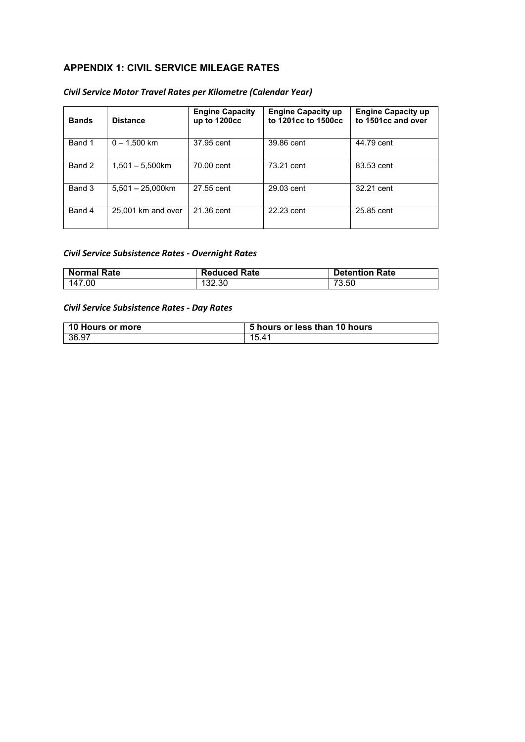## APPENDIX 1: CIVIL SERVICE MILEAGE RATES

### *Civil Service Motor Travel Rates per Kilometre (Calendar Year)*

| Bands | Distance | Engine Capacity up to 1200cc | Engine Capacity up to 1201cc to 1500cc | Engine Capacity up to 1501cc and over |
|---|---|---|---|---|
| Band 1 | 0 – 1,500 km | 37.95 cent | 39.86 cent | 44.79 cent |
| Band 2 | 1,501 – 5,500km | 70.00 cent | 73.21 cent | 83.53 cent |
| Band 3 | 5,501 – 25,000km | 27.55 cent | 29.03 cent | 32.21 cent |
| Band 4 | 25,001 km and over | 21.36 cent | 22.23 cent | 25.85 cent |

### *Civil Service Subsistence Rates - Overnight Rates*

| Normal Rate | Reduced Rate | Detention Rate |
|---|---|---|
| 147.00 | 132.30 | 73.50 |

### *Civil Service Subsistence Rates - Day Rates*

| 10 Hours or more | 5 hours or less than 10 hours |
|---|---|
| 36.97 | 15.41 |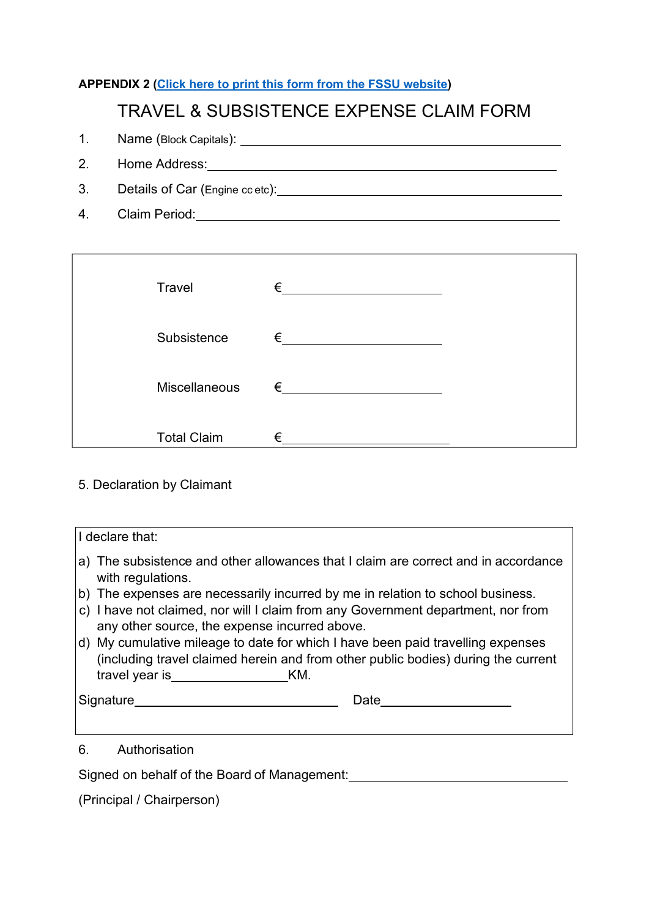**APPENDIX 2 ([Click here to print this form from the FSSU website]())**

# TRAVEL & SUBSISTENCE EXPENSE CLAIM FORM

1. Name (Block Capitals): ______________________________
2. Home Address: ______________________________
3. Details of Car (Engine cc etc): ______________________________
4. Claim Period: ______________________________

| | |
|---|---|
| Travel | € ______________ |
| Subsistence | € ______________ |
| Miscellaneous | € ______________ |
| Total Claim | € ______________ |

5. Declaration by Claimant

I declare that:

a) The subsistence and other allowances that I claim are correct and in accordance with regulations.
b) The expenses are necessarily incurred by me in relation to school business.
c) I have not claimed, nor will I claim from any Government department, nor from any other source, the expense incurred above.
d) My cumulative mileage to date for which I have been paid travelling expenses (including travel claimed herein and from other public bodies) during the current travel year is ______________ KM.

Signature ______________________ Date ______________

6. Authorisation

Signed on behalf of the Board of Management: ______________________

(Principal / Chairperson)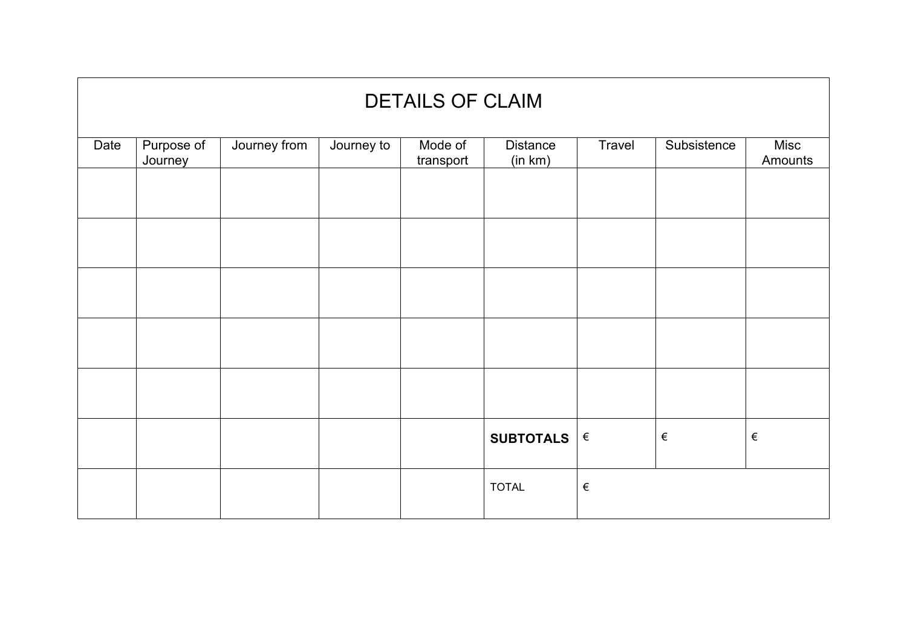## DETAILS OF CLAIM

| Date | Purpose of Journey | Journey from | Journey to | Mode of transport | Distance (in km) | Travel | Subsistence | Misc Amounts |
|---|---|---|---|---|---|---|---|---|
| | | | | | | | | |
| | | | | | | | | |
| | | | | | | | | |
| | | | | | | | | |
| | | | | | | | | |
| | | | | | **SUBTOTALS** | € | € | € |
| | | | | | TOTAL | € | | |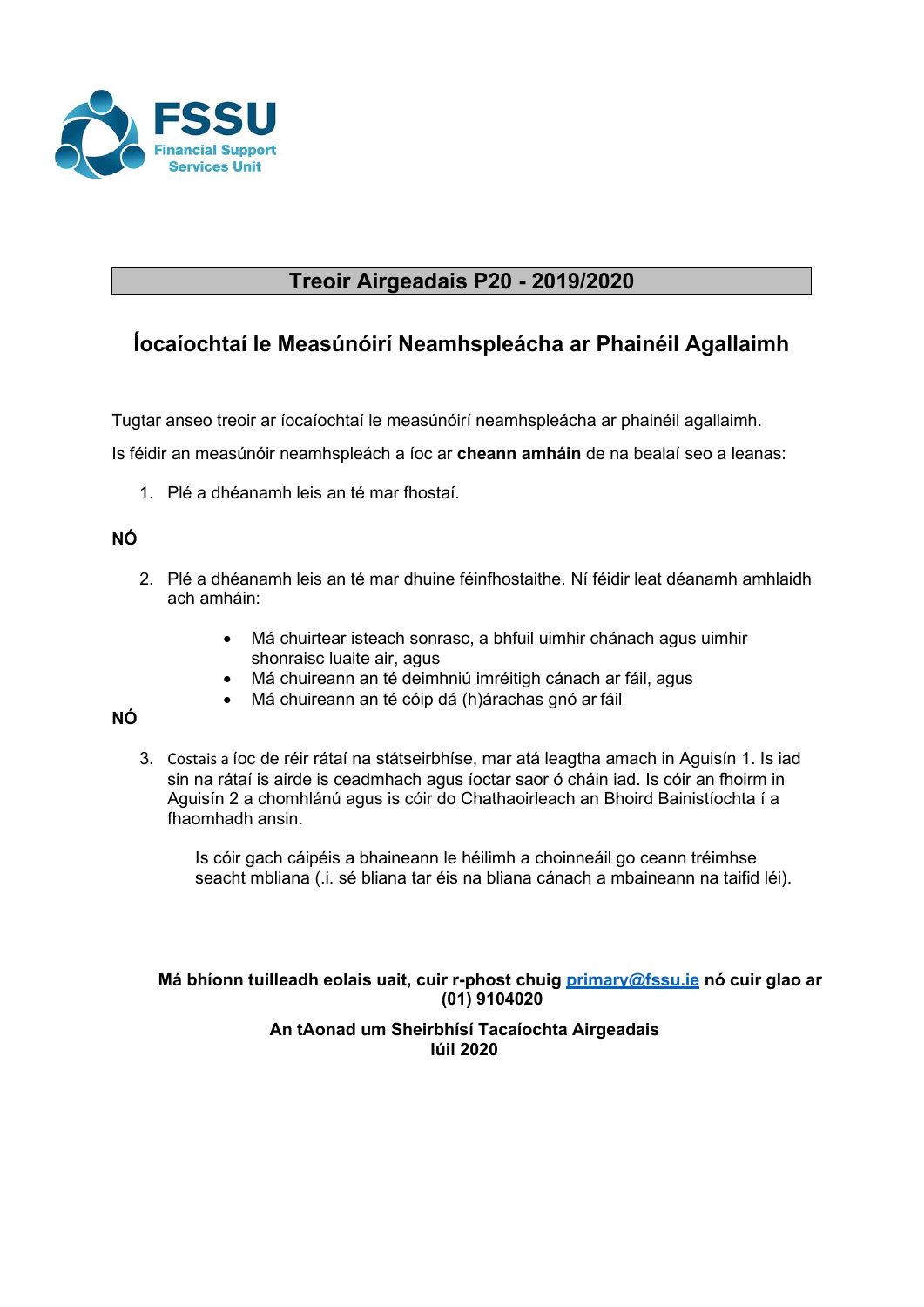## Treoir Airgeadais P20 - 2019/2020

## Íocaíochtaí le Measúnóirí Neamhspleácha ar Phainéil Agallaimh

Tugtar anseo treoir ar íocaíochtaí le measúnóirí neamhspleácha ar phainéil agallaimh.

Is féidir an measúnóir neamhspleách a íoc ar **cheann amháin** de na bealaí seo a leanas:

1. Plé a dhéanamh leis an té mar fhostaí.

**NÓ**

2. Plé a dhéanamh leis an té mar dhuine féinfhostaithe. Ní féidir leat déanamh amhlaidh ach amháin:

   - Má chuirtear isteach sonrasc, a bhfuil uimhir chánach agus uimhir shonraisc luaite air, agus
   - Má chuireann an té deimhniú imréitigh cánach ar fáil, agus
   - Má chuireann an té cóip dá (h)árachas gnó ar fáil

**NÓ**

3. Costais a íoc de réir rátaí na státseirbhíse, mar atá leagtha amach in Aguisín 1. Is iad sin na rátaí is airde is ceadmhach agus íoctar saor ó cháin iad. Is cóir an fhoirm in Aguisín 2 a chomhlánú agus is cóir do Chathaoirleach an Bhoird Bainistíochta í a fhaomhadh ansin.

   Is cóir gach cáipéis a bhaineann le héilimh a choinneáil go ceann tréimhse seacht mbliana (.i. sé bliana tar éis na bliana cánach a mbaineann na taifid léi).

**Má bhíonn tuilleadh eolais uait, cuir r-phost chuig primary@fssu.ie nó cuir glao ar (01) 9104020**

**An tAonad um Sheirbhísí Tacaíochta Airgeadais**
**Iúil 2020**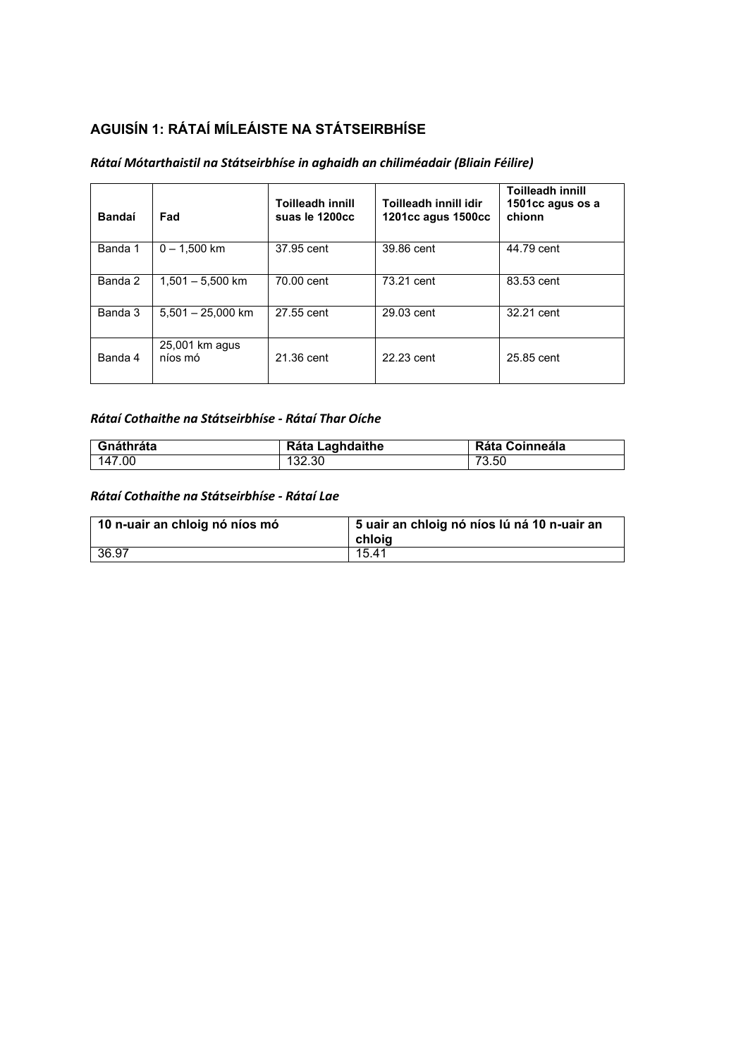## AGUISÍN 1: RÁTAÍ MÍLEÁISTE NA STÁTSEIRBHÍSE

### *Rátaí Mótarthaistil na Státseirbhíse in aghaidh an chiliméadair (Bliain Féilire)*

| Bandaí | Fad | Toilleadh innill suas le 1200cc | Toilleadh innill idir 1201cc agus 1500cc | Toilleadh innill 1501cc agus os a chionn |
|---|---|---|---|---|
| Banda 1 | 0 – 1,500 km | 37.95 cent | 39.86 cent | 44.79 cent |
| Banda 2 | 1,501 – 5,500 km | 70.00 cent | 73.21 cent | 83.53 cent |
| Banda 3 | 5,501 – 25,000 km | 27.55 cent | 29.03 cent | 32.21 cent |
| Banda 4 | 25,001 km agus níos mó | 21.36 cent | 22.23 cent | 25.85 cent |

### *Rátaí Cothaithe na Státseirbhíse - Rátaí Thar Oíche*

| Gnáthráta | Ráta Laghdaithe | Ráta Coinneála |
|---|---|---|
| 147.00 | 132.30 | 73.50 |

### *Rátaí Cothaithe na Státseirbhíse - Rátaí Lae*

| 10 n-uair an chloig nó níos mó | 5 uair an chloig nó níos lú ná 10 n-uair an chloig |
|---|---|
| 36.97 | 15.41 |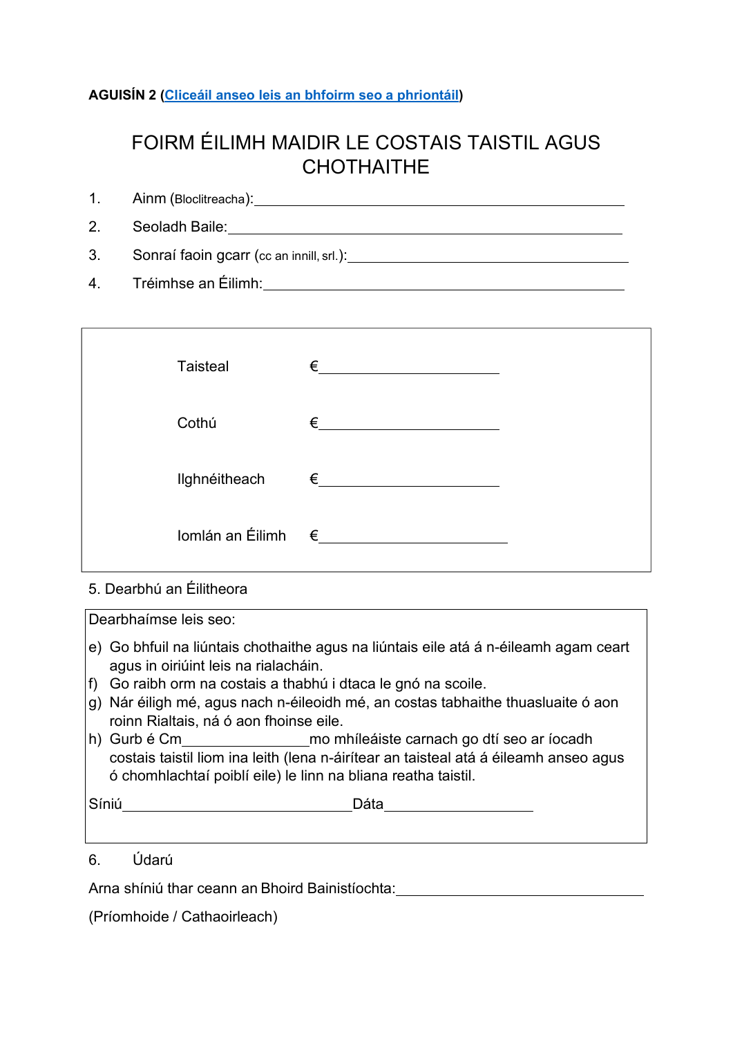**AGUISÍN 2 ([Cliceáil anseo leis an bhfoirm seo a phriontáil]())**

# FOIRM ÉILIMH MAIDIR LE COSTAIS TAISTIL AGUS CHOTHAITHE

1. Ainm (Bloclitreacha):\_\_\_\_\_\_\_\_\_\_\_\_\_\_\_\_\_\_\_\_\_\_\_\_\_\_\_\_\_\_\_\_\_\_\_\_\_\_\_\_
2. Seoladh Baile:\_\_\_\_\_\_\_\_\_\_\_\_\_\_\_\_\_\_\_\_\_\_\_\_\_\_\_\_\_\_\_\_\_\_\_\_\_\_\_\_\_\_\_
3. Sonraí faoin gcarr (cc an innill, srl.):\_\_\_\_\_\_\_\_\_\_\_\_\_\_\_\_\_\_\_\_\_\_\_\_\_\_\_\_\_
4. Tréimhse an Éilimh:\_\_\_\_\_\_\_\_\_\_\_\_\_\_\_\_\_\_\_\_\_\_\_\_\_\_\_\_\_\_\_\_\_\_\_\_\_\_\_\_

| | |
|---|---|
| Taisteal | €\_\_\_\_\_\_\_\_\_\_\_\_\_\_\_\_\_\_\_\_ |
| Cothú | €\_\_\_\_\_\_\_\_\_\_\_\_\_\_\_\_\_\_\_\_ |
| Ilghnéitheach | €\_\_\_\_\_\_\_\_\_\_\_\_\_\_\_\_\_\_\_\_ |
| Iomlán an Éilimh | €\_\_\_\_\_\_\_\_\_\_\_\_\_\_\_\_\_\_\_\_ |

5. Dearbhú an Éilitheora

Dearbhaímse leis seo:

e) Go bhfuil na liúntais chothaithe agus na liúntais eile atá á n-éileamh agam ceart agus in oiriúint leis na rialacháin.
f) Go raibh orm na costais a thabhú i dtaca le gnó na scoile.
g) Nár éiligh mé, agus nach n-éileoidh mé, an costas tabhaithe thuasluaite ó aon roinn Rialtais, ná ó aon fhoinse eile.
h) Gurb é Cm\_\_\_\_\_\_\_\_\_\_\_\_\_\_\_\_mo mhíleáiste carnach go dtí seo ar íocadh costais taistil liom ina leith (lena n-áirítear an taisteal atá á éileamh anseo agus ó chomhlachtaí poiblí eile) le linn na bliana reatha taistil.

Síniú\_\_\_\_\_\_\_\_\_\_\_\_\_\_\_\_\_\_\_\_\_\_\_\_\_\_\_\_\_Dáta\_\_\_\_\_\_\_\_\_\_\_\_\_\_\_\_\_\_\_

6. Údarú

Arna shíniú thar ceann an Bhoird Bainistíochta:\_\_\_\_\_\_\_\_\_\_\_\_\_\_\_\_\_\_\_\_\_\_\_\_\_\_\_\_\_\_\_

(Príomhoide / Cathaoirleach)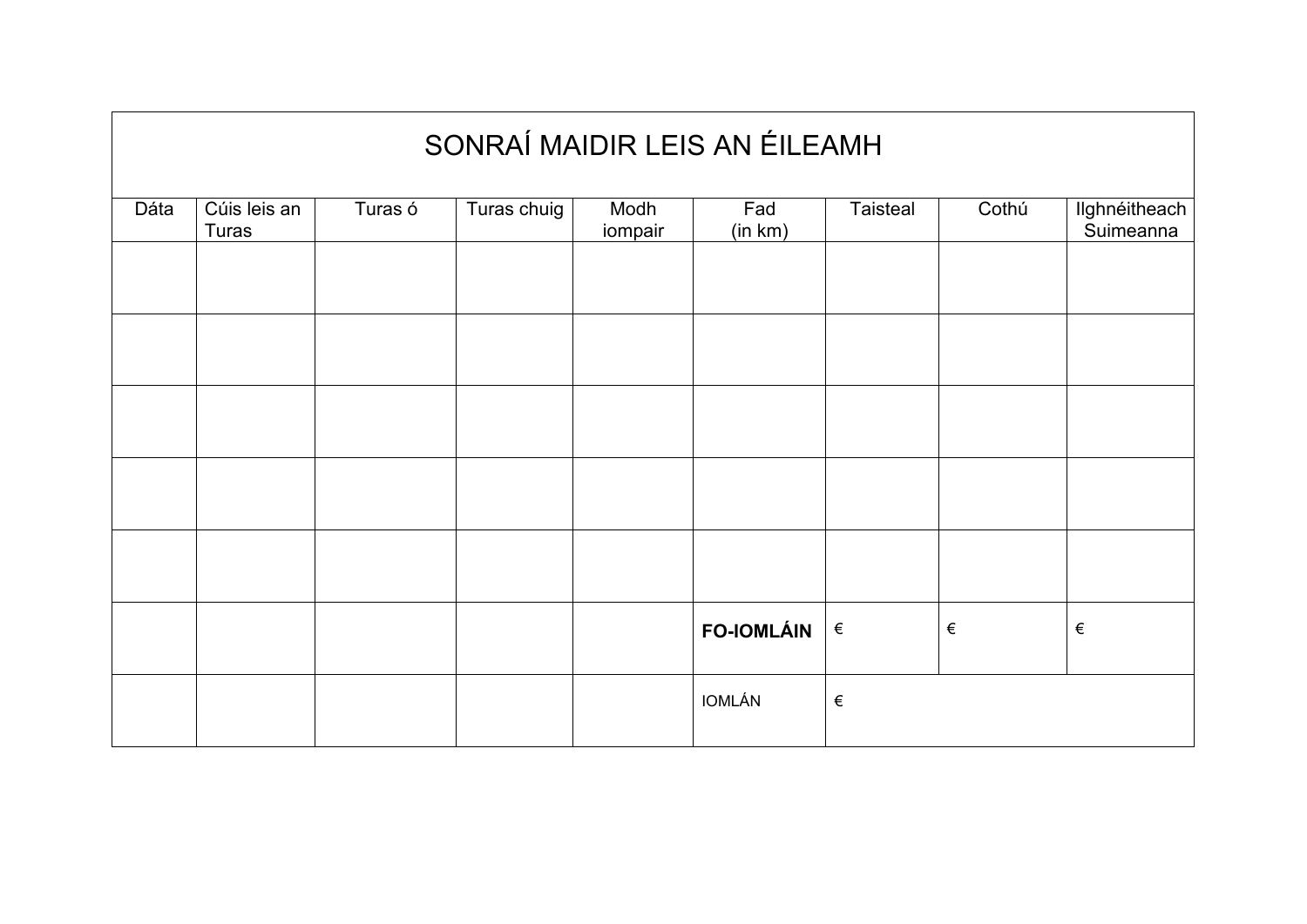## SONRAÍ MAIDIR LEIS AN ÉILEAMH

| Dáta | Cúis leis an Turas | Turas ó | Turas chuig | Modh iompair | Fad (in km) | Taisteal | Cothú | Ilghnéitheach Suimeanna |
|---|---|---|---|---|---|---|---|---|
| | | | | | | | | |
| | | | | | | | | |
| | | | | | | | | |
| | | | | | | | | |
| | | | | | | | | |
| | | | | | **FO-IOMLÁIN** | € | € | € |
| | | | | | IOMLÁN | € | | |